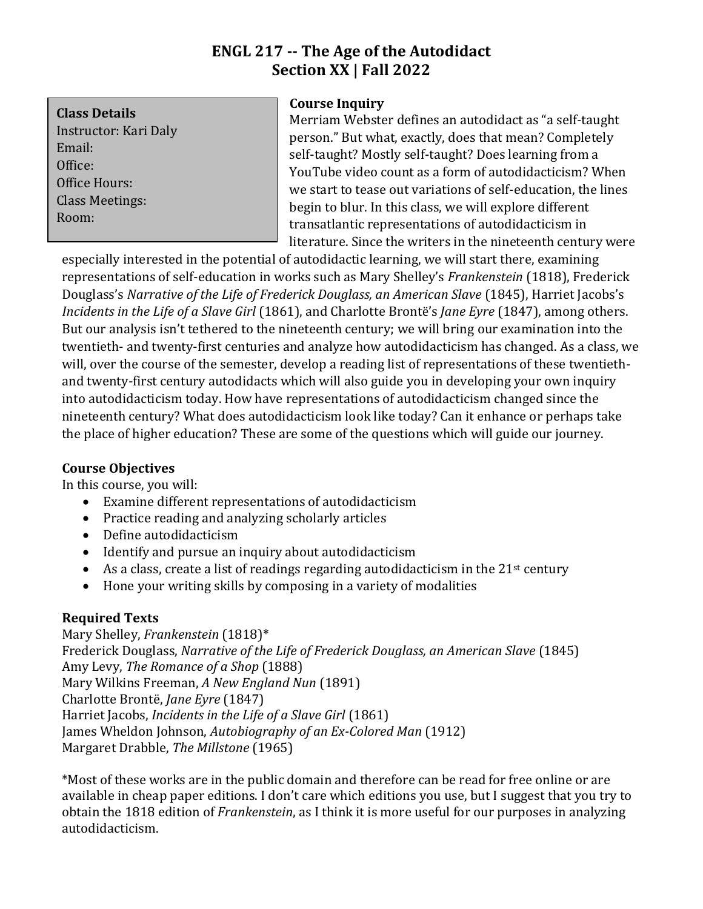# ENGL 217 -- The Age of the Autodidact
## Section XX | Fall 2022

**Class Details**
Instructor: Kari Daly
Email:
Office:
Office Hours:
Class Meetings:
Room:

**Course Inquiry**

Merriam Webster defines an autodidact as "a self-taught person." But what, exactly, does that mean? Completely self-taught? Mostly self-taught? Does learning from a YouTube video count as a form of autodidacticism? When we start to tease out variations of self-education, the lines begin to blur. In this class, we will explore different transatlantic representations of autodidacticism in literature. Since the writers in the nineteenth century were especially interested in the potential of autodidactic learning, we will start there, examining representations of self-education in works such as Mary Shelley's *Frankenstein* (1818), Frederick Douglass's *Narrative of the Life of Frederick Douglass, an American Slave* (1845), Harriet Jacobs's *Incidents in the Life of a Slave Girl* (1861), and Charlotte Brontë's *Jane Eyre* (1847), among others. But our analysis isn't tethered to the nineteenth century; we will bring our examination into the twentieth- and twenty-first centuries and analyze how autodidacticism has changed. As a class, we will, over the course of the semester, develop a reading list of representations of these twentieth- and twenty-first century autodidacts which will also guide you in developing your own inquiry into autodidacticism today. How have representations of autodidacticism changed since the nineteenth century? What does autodidacticism look like today? Can it enhance or perhaps take the place of higher education? These are some of the questions which will guide our journey.

**Course Objectives**

In this course, you will:

- Examine different representations of autodidacticism
- Practice reading and analyzing scholarly articles
- Define autodidacticism
- Identify and pursue an inquiry about autodidacticism
- As a class, create a list of readings regarding autodidacticism in the 21st century
- Hone your writing skills by composing in a variety of modalities

**Required Texts**

Mary Shelley, *Frankenstein* (1818)*
Frederick Douglass, *Narrative of the Life of Frederick Douglass, an American Slave* (1845)
Amy Levy, *The Romance of a Shop* (1888)
Mary Wilkins Freeman, *A New England Nun* (1891)
Charlotte Brontë, *Jane Eyre* (1847)
Harriet Jacobs, *Incidents in the Life of a Slave Girl* (1861)
James Wheldon Johnson, *Autobiography of an Ex-Colored Man* (1912)
Margaret Drabble, *The Millstone* (1965)

*Most of these works are in the public domain and therefore can be read for free online or are available in cheap paper editions. I don't care which editions you use, but I suggest that you try to obtain the 1818 edition of *Frankenstein*, as I think it is more useful for our purposes in analyzing autodidacticism.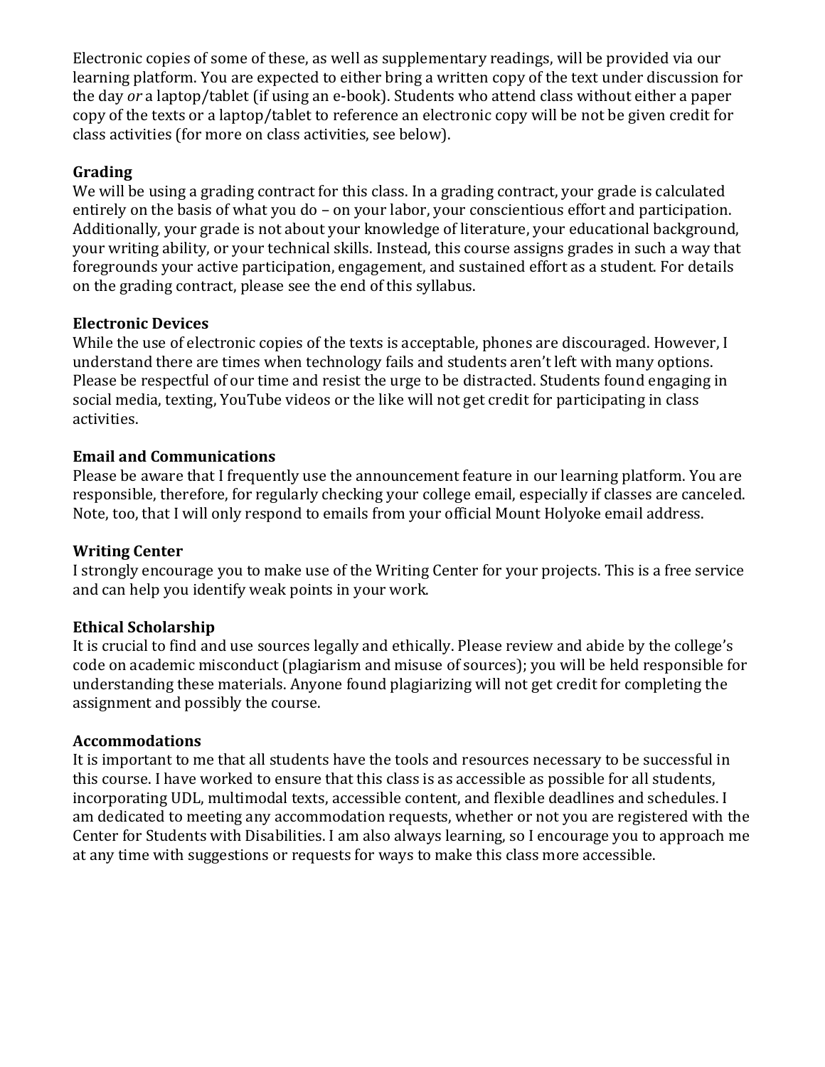Electronic copies of some of these, as well as supplementary readings, will be provided via our learning platform. You are expected to either bring a written copy of the text under discussion for the day *or* a laptop/tablet (if using an e-book). Students who attend class without either a paper copy of the texts or a laptop/tablet to reference an electronic copy will be not be given credit for class activities (for more on class activities, see below).

**Grading**

We will be using a grading contract for this class. In a grading contract, your grade is calculated entirely on the basis of what you do – on your labor, your conscientious effort and participation. Additionally, your grade is not about your knowledge of literature, your educational background, your writing ability, or your technical skills. Instead, this course assigns grades in such a way that foregrounds your active participation, engagement, and sustained effort as a student. For details on the grading contract, please see the end of this syllabus.

**Electronic Devices**

While the use of electronic copies of the texts is acceptable, phones are discouraged. However, I understand there are times when technology fails and students aren't left with many options. Please be respectful of our time and resist the urge to be distracted. Students found engaging in social media, texting, YouTube videos or the like will not get credit for participating in class activities.

**Email and Communications**

Please be aware that I frequently use the announcement feature in our learning platform. You are responsible, therefore, for regularly checking your college email, especially if classes are canceled. Note, too, that I will only respond to emails from your official Mount Holyoke email address.

**Writing Center**

I strongly encourage you to make use of the Writing Center for your projects. This is a free service and can help you identify weak points in your work.

**Ethical Scholarship**

It is crucial to find and use sources legally and ethically. Please review and abide by the college's code on academic misconduct (plagiarism and misuse of sources); you will be held responsible for understanding these materials. Anyone found plagiarizing will not get credit for completing the assignment and possibly the course.

**Accommodations**

It is important to me that all students have the tools and resources necessary to be successful in this course. I have worked to ensure that this class is as accessible as possible for all students, incorporating UDL, multimodal texts, accessible content, and flexible deadlines and schedules. I am dedicated to meeting any accommodation requests, whether or not you are registered with the Center for Students with Disabilities. I am also always learning, so I encourage you to approach me at any time with suggestions or requests for ways to make this class more accessible.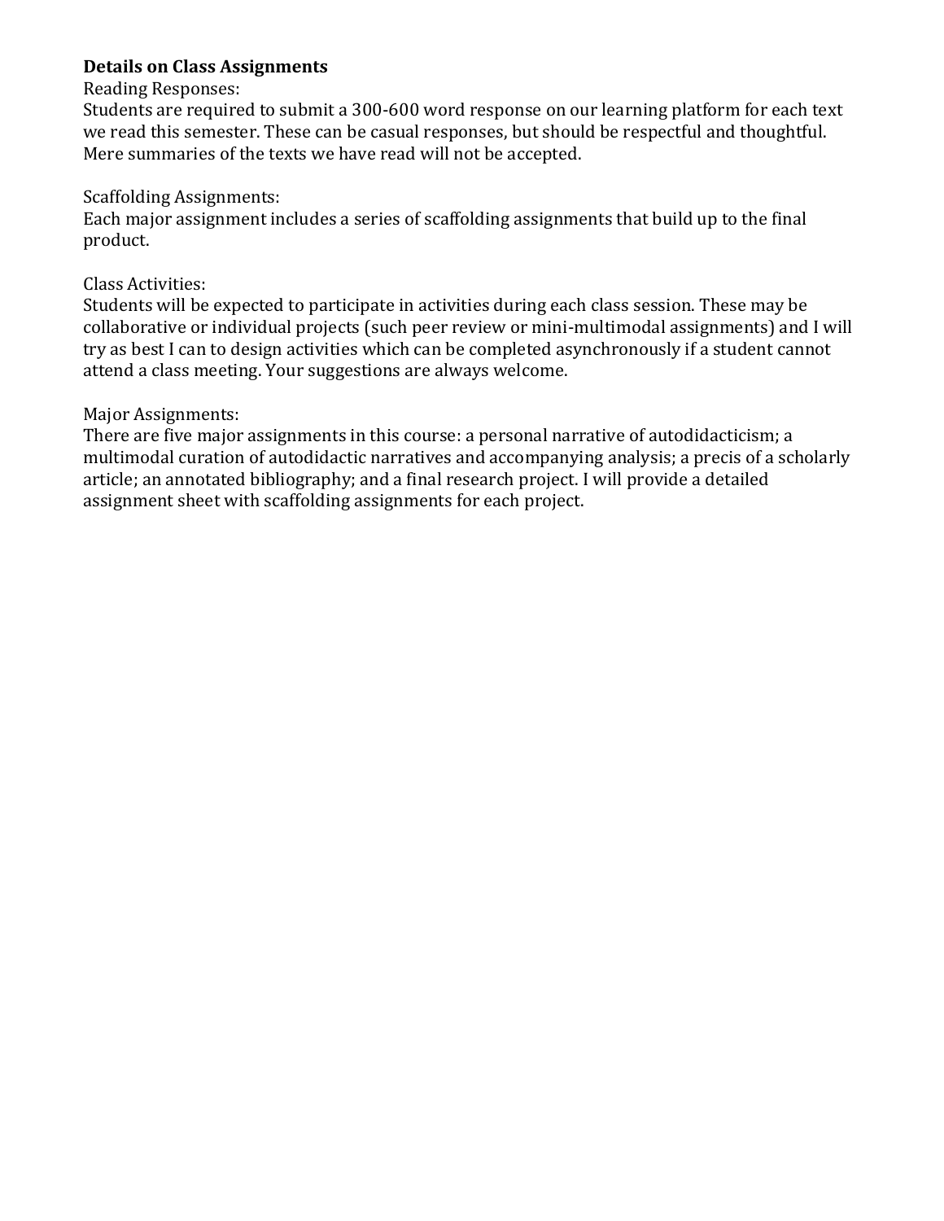**Details on Class Assignments**

Reading Responses:
Students are required to submit a 300-600 word response on our learning platform for each text we read this semester. These can be casual responses, but should be respectful and thoughtful. Mere summaries of the texts we have read will not be accepted.

Scaffolding Assignments:
Each major assignment includes a series of scaffolding assignments that build up to the final product.

Class Activities:
Students will be expected to participate in activities during each class session. These may be collaborative or individual projects (such peer review or mini-multimodal assignments) and I will try as best I can to design activities which can be completed asynchronously if a student cannot attend a class meeting. Your suggestions are always welcome.

Major Assignments:
There are five major assignments in this course: a personal narrative of autodidacticism; a multimodal curation of autodidactic narratives and accompanying analysis; a precis of a scholarly article; an annotated bibliography; and a final research project. I will provide a detailed assignment sheet with scaffolding assignments for each project.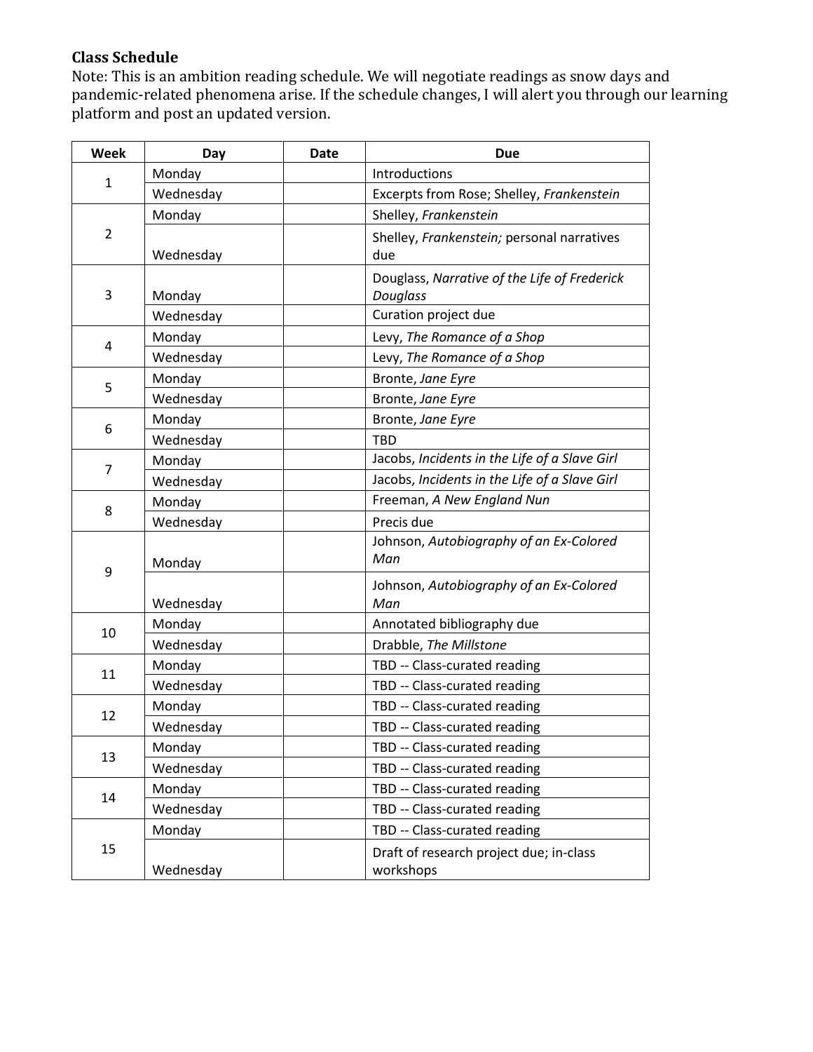**Class Schedule**

Note: This is an ambition reading schedule. We will negotiate readings as snow days and pandemic-related phenomena arise. If the schedule changes, I will alert you through our learning platform and post an updated version.

| Week | Day | Date | Due |
|---|---|---|---|
| 1 | Monday | | Introductions |
| | Wednesday | | Excerpts from Rose; Shelley, *Frankenstein* |
| 2 | Monday | | Shelley, *Frankenstein* |
| | Wednesday | | Shelley, *Frankenstein;* personal narratives due |
| 3 | Monday | | Douglass, *Narrative of the Life of Frederick Douglass* |
| | Wednesday | | Curation project due |
| 4 | Monday | | Levy, *The Romance of a Shop* |
| | Wednesday | | Levy, *The Romance of a Shop* |
| 5 | Monday | | Bronte, *Jane Eyre* |
| | Wednesday | | Bronte, *Jane Eyre* |
| 6 | Monday | | Bronte, *Jane Eyre* |
| | Wednesday | | TBD |
| 7 | Monday | | Jacobs, *Incidents in the Life of a Slave Girl* |
| | Wednesday | | Jacobs, *Incidents in the Life of a Slave Girl* |
| 8 | Monday | | Freeman, *A New England Nun* |
| | Wednesday | | Precis due |
| 9 | Monday | | Johnson, *Autobiography of an Ex-Colored Man* |
| | Wednesday | | Johnson, *Autobiography of an Ex-Colored Man* |
| 10 | Monday | | Annotated bibliography due |
| | Wednesday | | Drabble, *The Millstone* |
| 11 | Monday | | TBD -- Class-curated reading |
| | Wednesday | | TBD -- Class-curated reading |
| 12 | Monday | | TBD -- Class-curated reading |
| | Wednesday | | TBD -- Class-curated reading |
| 13 | Monday | | TBD -- Class-curated reading |
| | Wednesday | | TBD -- Class-curated reading |
| 14 | Monday | | TBD -- Class-curated reading |
| | Wednesday | | TBD -- Class-curated reading |
| 15 | Monday | | TBD -- Class-curated reading |
| | Wednesday | | Draft of research project due; in-class workshops |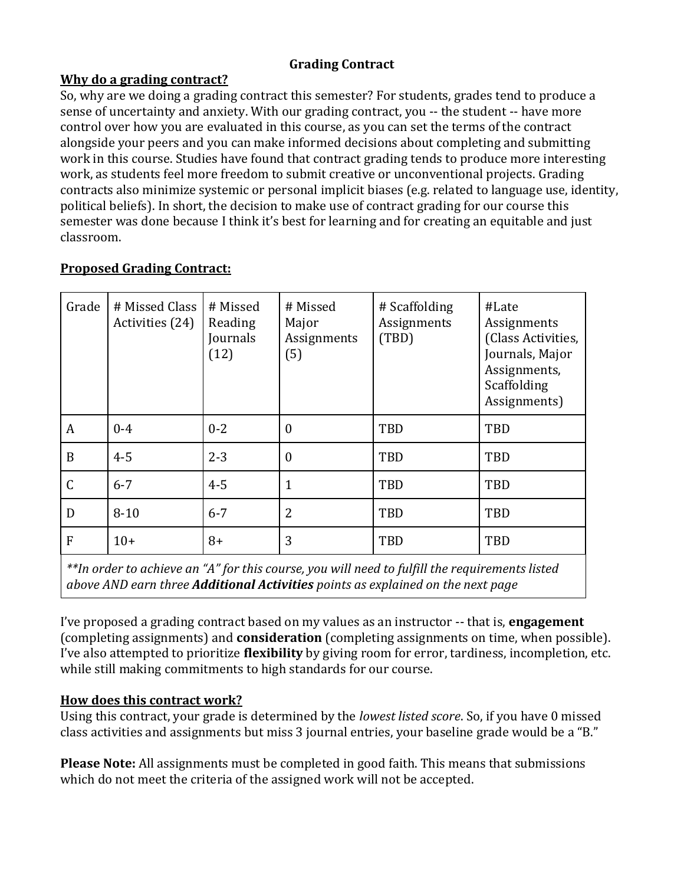**Grading Contract**

**Why do a grading contract?**

So, why are we doing a grading contract this semester? For students, grades tend to produce a sense of uncertainty and anxiety. With our grading contract, you -- the student -- have more control over how you are evaluated in this course, as you can set the terms of the contract alongside your peers and you can make informed decisions about completing and submitting work in this course. Studies have found that contract grading tends to produce more interesting work, as students feel more freedom to submit creative or unconventional projects. Grading contracts also minimize systemic or personal implicit biases (e.g. related to language use, identity, political beliefs). In short, the decision to make use of contract grading for our course this semester was done because I think it's best for learning and for creating an equitable and just classroom.

**Proposed Grading Contract:**

| Grade | # Missed Class Activities (24) | # Missed Reading Journals (12) | # Missed Major Assignments (5) | # Scaffolding Assignments (TBD) | #Late Assignments (Class Activities, Journals, Major Assignments, Scaffolding Assignments) |
|---|---|---|---|---|---|
| A | 0-4 | 0-2 | 0 | TBD | TBD |
| B | 4-5 | 2-3 | 0 | TBD | TBD |
| C | 6-7 | 4-5 | 1 | TBD | TBD |
| D | 8-10 | 6-7 | 2 | TBD | TBD |
| F | 10+ | 8+ | 3 | TBD | TBD |

*\*\*In order to achieve an "A" for this course, you will need to fulfill the requirements listed above AND earn three **Additional Activities** points as explained on the next page*

I've proposed a grading contract based on my values as an instructor -- that is, **engagement** (completing assignments) and **consideration** (completing assignments on time, when possible). I've also attempted to prioritize **flexibility** by giving room for error, tardiness, incompletion, etc. while still making commitments to high standards for our course.

**How does this contract work?**

Using this contract, your grade is determined by the *lowest listed score*. So, if you have 0 missed class activities and assignments but miss 3 journal entries, your baseline grade would be a "B."

**Please Note:** All assignments must be completed in good faith. This means that submissions which do not meet the criteria of the assigned work will not be accepted.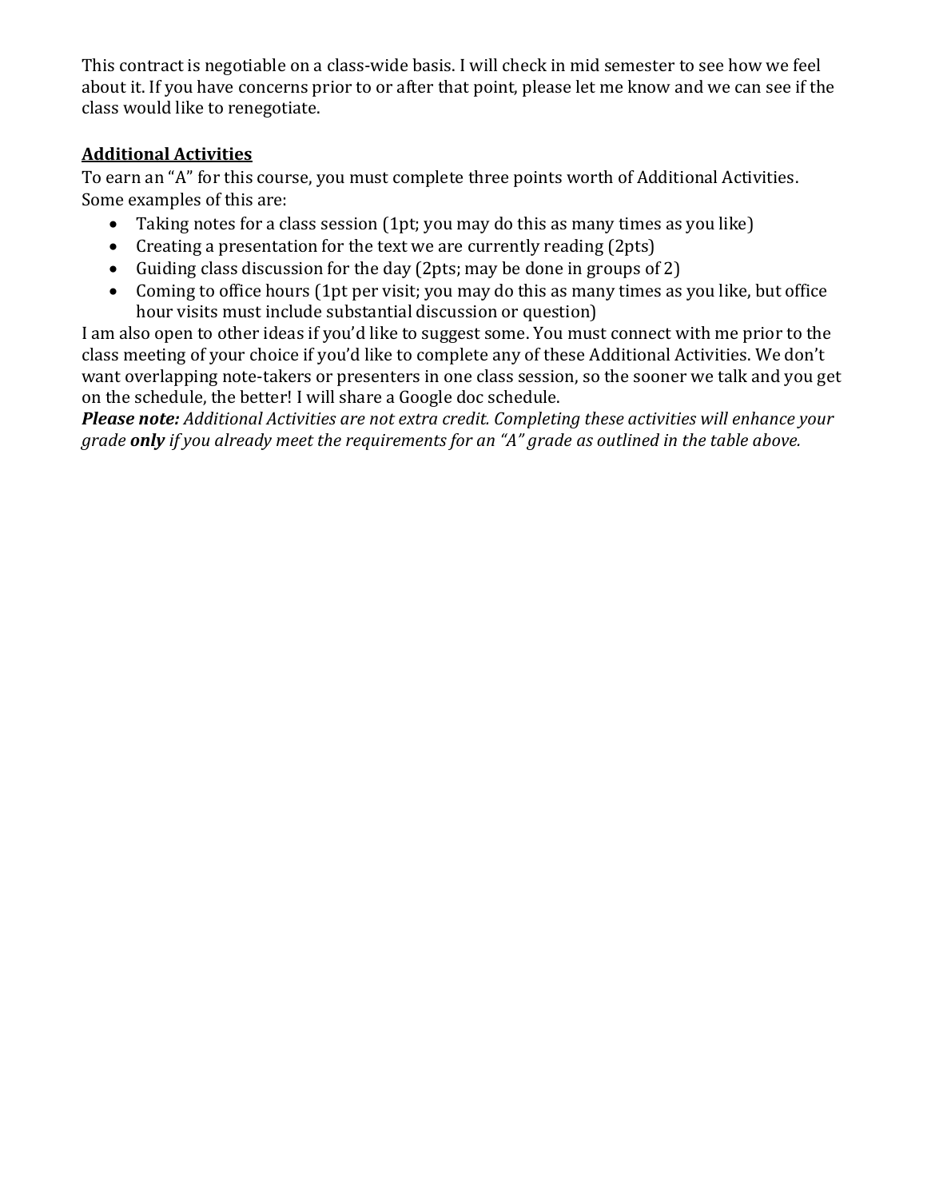This contract is negotiable on a class-wide basis. I will check in mid semester to see how we feel about it. If you have concerns prior to or after that point, please let me know and we can see if the class would like to renegotiate.

**Additional Activities**

To earn an "A" for this course, you must complete three points worth of Additional Activities. Some examples of this are:

- Taking notes for a class session (1pt; you may do this as many times as you like)
- Creating a presentation for the text we are currently reading (2pts)
- Guiding class discussion for the day (2pts; may be done in groups of 2)
- Coming to office hours (1pt per visit; you may do this as many times as you like, but office hour visits must include substantial discussion or question)

I am also open to other ideas if you'd like to suggest some. You must connect with me prior to the class meeting of your choice if you'd like to complete any of these Additional Activities. We don't want overlapping note-takers or presenters in one class session, so the sooner we talk and you get on the schedule, the better! I will share a Google doc schedule.

***Please note:*** *Additional Activities are not extra credit. Completing these activities will enhance your grade* ***only*** *if you already meet the requirements for an "A" grade as outlined in the table above.*